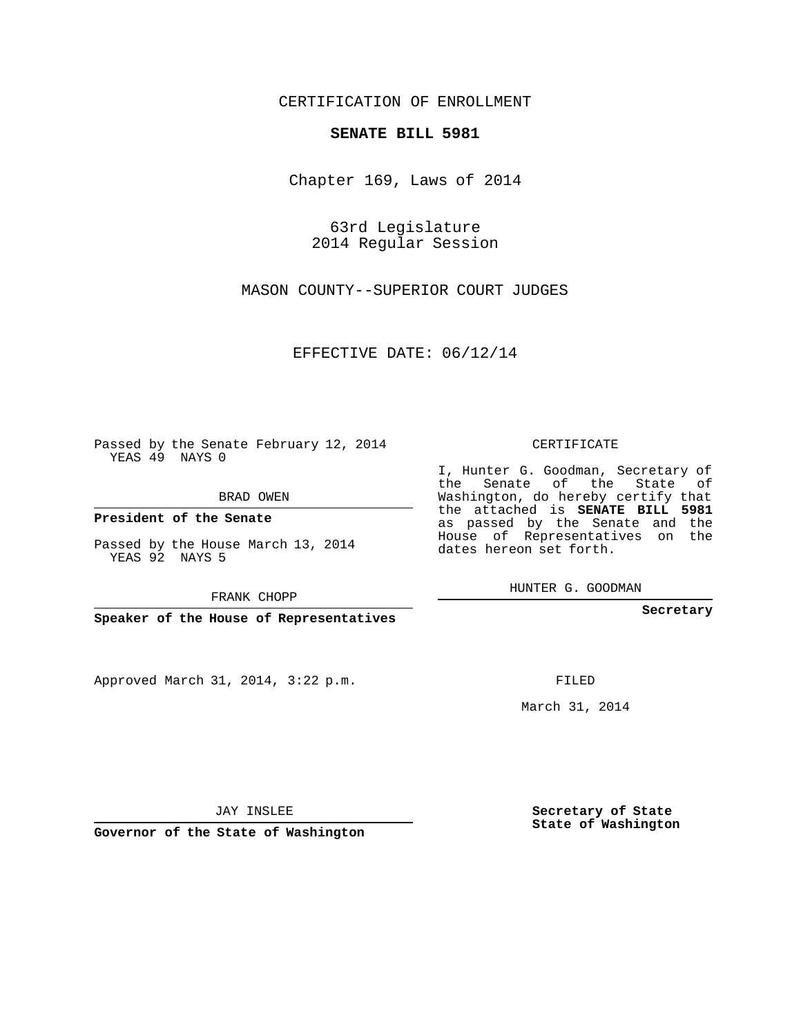CERTIFICATION OF ENROLLMENT

**SENATE BILL 5981**

Chapter 169, Laws of 2014

63rd Legislature
2014 Regular Session

MASON COUNTY--SUPERIOR COURT JUDGES

EFFECTIVE DATE: 06/12/14

Passed by the Senate February 12, 2014
YEAS 49 NAYS 0

BRAD OWEN

**President of the Senate**

Passed by the House March 13, 2014
YEAS 92 NAYS 5

FRANK CHOPP

**Speaker of the House of Representatives**

Approved March 31, 2014, 3:22 p.m.

JAY INSLEE

**Governor of the State of Washington**

CERTIFICATE

I, Hunter G. Goodman, Secretary of the Senate of the State of Washington, do hereby certify that the attached is **SENATE BILL 5981** as passed by the Senate and the House of Representatives on the dates hereon set forth.

HUNTER G. GOODMAN

**Secretary**

FILED

March 31, 2014

**Secretary of State**
**State of Washington**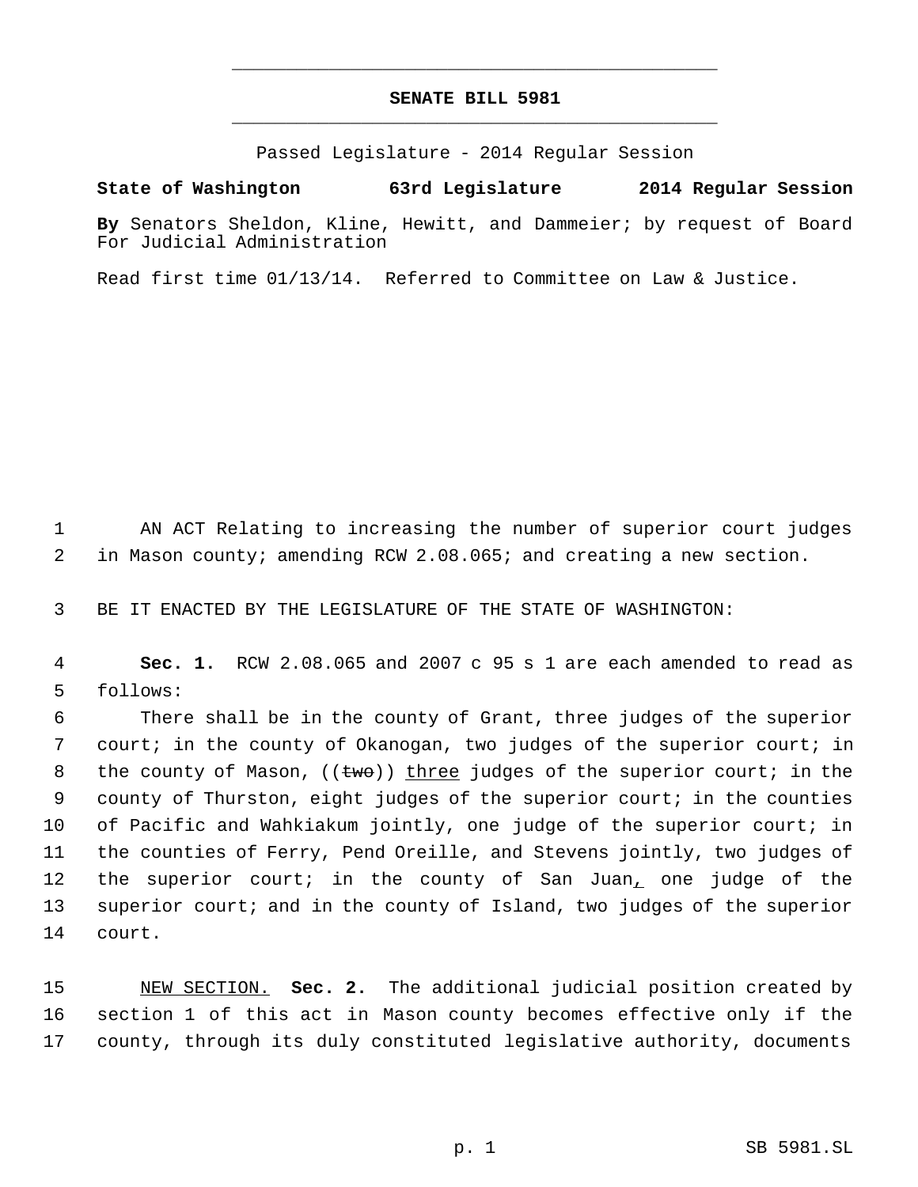# SENATE BILL 5981

Passed Legislature - 2014 Regular Session

**State of Washington 63rd Legislature 2014 Regular Session**

**By** Senators Sheldon, Kline, Hewitt, and Dammeier; by request of Board For Judicial Administration

Read first time 01/13/14. Referred to Committee on Law & Justice.

1 AN ACT Relating to increasing the number of superior court judges
2 in Mason county; amending RCW 2.08.065; and creating a new section.

3 BE IT ENACTED BY THE LEGISLATURE OF THE STATE OF WASHINGTON:

4 **Sec. 1.** RCW 2.08.065 and 2007 c 95 s 1 are each amended to read as
5 follows:

6 There shall be in the county of Grant, three judges of the superior
7 court; in the county of Okanogan, two judges of the superior court; in
8 the county of Mason, ((~~two~~)) <u>three</u> judges of the superior court; in the
9 county of Thurston, eight judges of the superior court; in the counties
10 of Pacific and Wahkiakum jointly, one judge of the superior court; in
11 the counties of Ferry, Pend Oreille, and Stevens jointly, two judges of
12 the superior court; in the county of San Juan<u>,</u> one judge of the
13 superior court; and in the county of Island, two judges of the superior
14 court.

15 <u>NEW SECTION.</u> **Sec. 2.** The additional judicial position created by
16 section 1 of this act in Mason county becomes effective only if the
17 county, through its duly constituted legislative authority, documents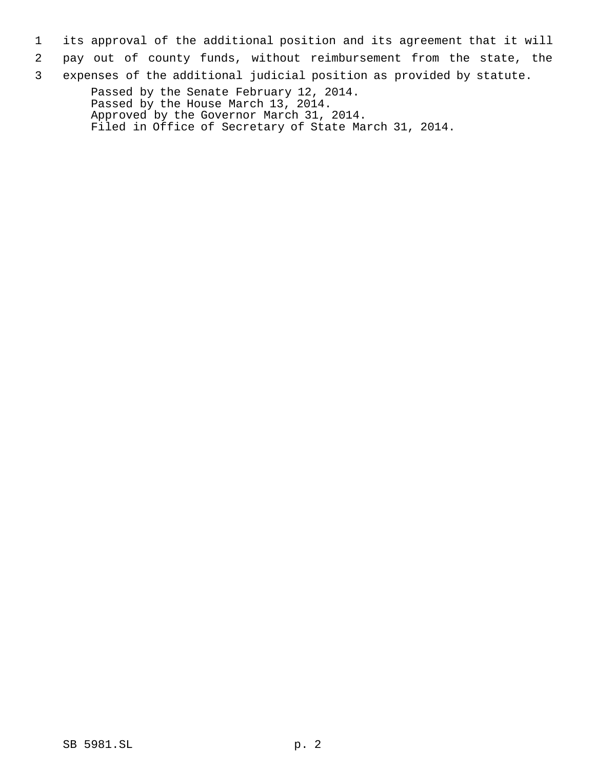its approval of the additional position and its agreement that it will pay out of county funds, without reimbursement from the state, the expenses of the additional judicial position as provided by statute.

Passed by the Senate February 12, 2014.
Passed by the House March 13, 2014.
Approved by the Governor March 31, 2014.
Filed in Office of Secretary of State March 31, 2014.